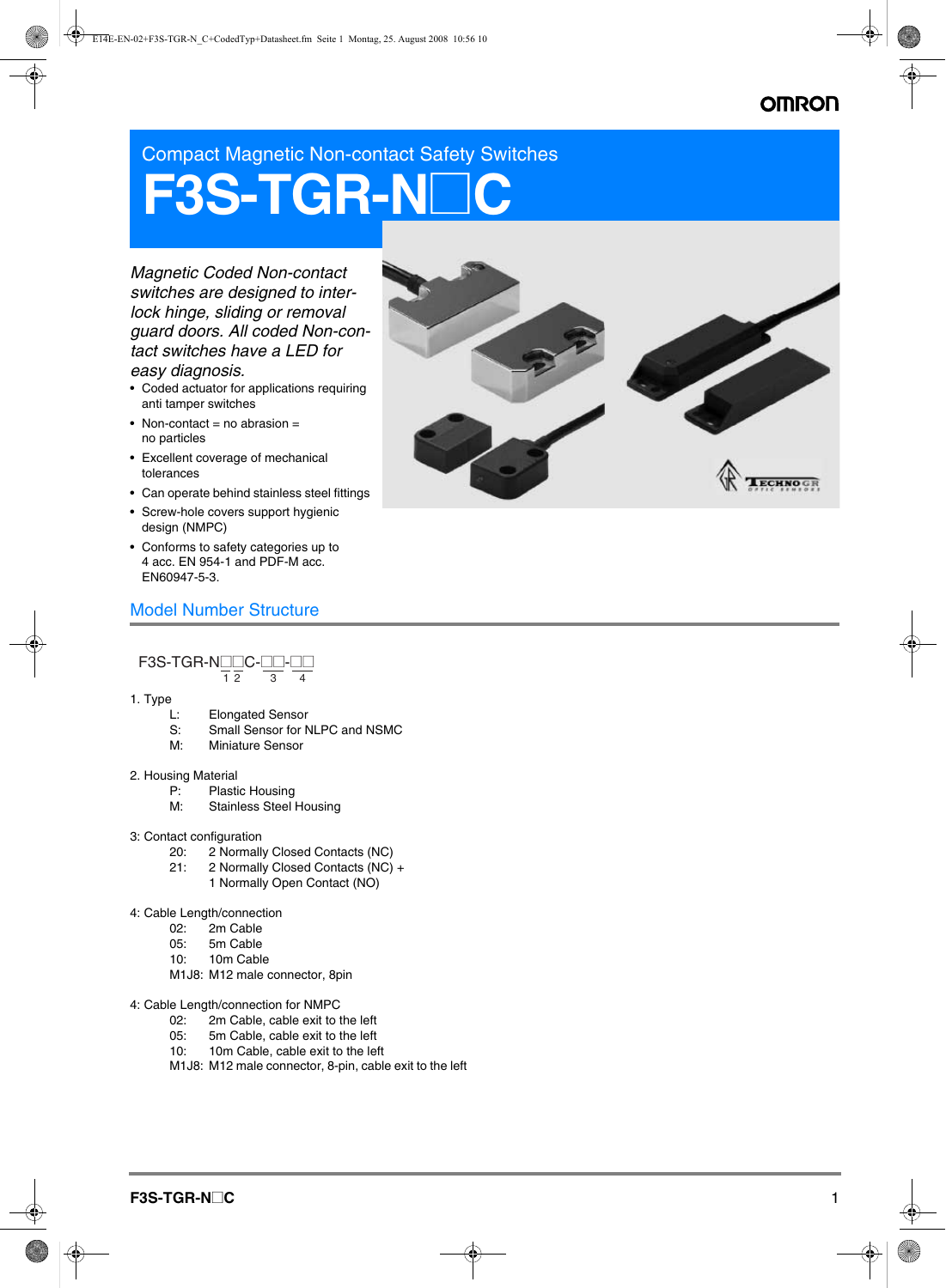Compact Magnetic Non-contact Safety Switches

# F3S-TGR-N□C

*Magnetic Coded Non-contact switches are designed to interlock hinge, sliding or removal guard doors. All coded Non-contact switches have a LED for easy diagnosis.*

- Coded actuator for applications requiring anti tamper switches
- Non-contact = no abrasion = no particles
- Excellent coverage of mechanical tolerances
- Can operate behind stainless steel fittings
- Screw-hole covers support hygienic design (NMPC)
- Conforms to safety categories up to 4 acc. EN 954-1 and PDF-M acc. EN60947-5-3.

## Model Number Structure

F3S-TGR-N□□C-□□-□□
(1 2 3 4)

1. Type
   - L: Elongated Sensor
   - S: Small Sensor for NLPC and NSMC
   - M: Miniature Sensor

2. Housing Material
   - P: Plastic Housing
   - M: Stainless Steel Housing

3: Contact configuration
   - 20: 2 Normally Closed Contacts (NC)
   - 21: 2 Normally Closed Contacts (NC) + 1 Normally Open Contact (NO)

4: Cable Length/connection
   - 02: 2m Cable
   - 05: 5m Cable
   - 10: 10m Cable
   - M1J8: M12 male connector, 8pin

4: Cable Length/connection for NMPC
   - 02: 2m Cable, cable exit to the left
   - 05: 5m Cable, cable exit to the left
   - 10: 10m Cable, cable exit to the left
   - M1J8: M12 male connector, 8-pin, cable exit to the left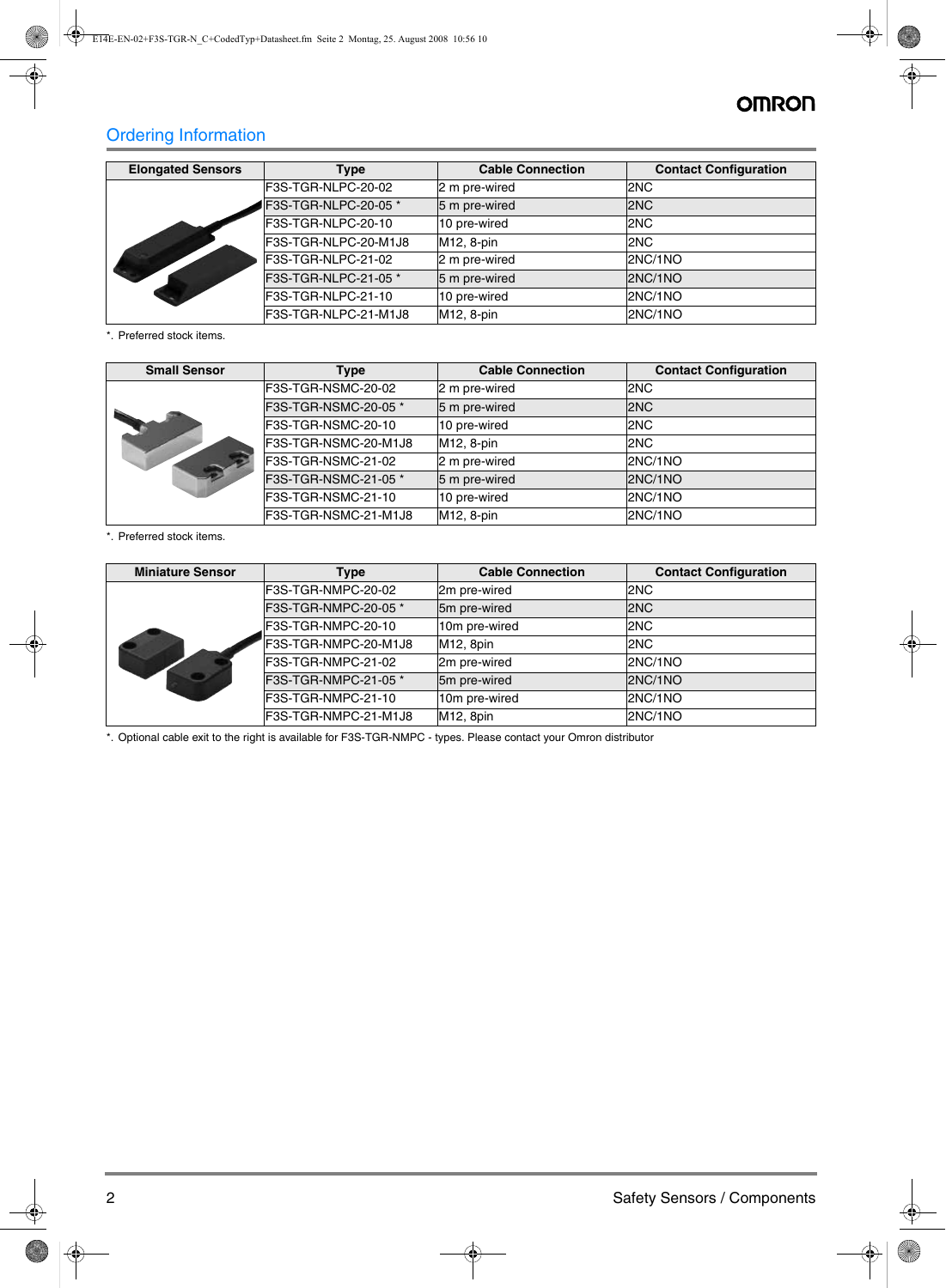## Ordering Information

| Elongated Sensors | Type | Cable Connection | Contact Configuration |
|---|---|---|---|
| | F3S-TGR-NLPC-20-02 | 2 m pre-wired | 2NC |
| | F3S-TGR-NLPC-20-05 * | 5 m pre-wired | 2NC |
| | F3S-TGR-NLPC-20-10 | 10 pre-wired | 2NC |
| | F3S-TGR-NLPC-20-M1J8 | M12, 8-pin | 2NC |
| | F3S-TGR-NLPC-21-02 | 2 m pre-wired | 2NC/1NO |
| | F3S-TGR-NLPC-21-05 * | 5 m pre-wired | 2NC/1NO |
| | F3S-TGR-NLPC-21-10 | 10 pre-wired | 2NC/1NO |
| | F3S-TGR-NLPC-21-M1J8 | M12, 8-pin | 2NC/1NO |

*. Preferred stock items.

| Small Sensor | Type | Cable Connection | Contact Configuration |
|---|---|---|---|
| | F3S-TGR-NSMC-20-02 | 2 m pre-wired | 2NC |
| | F3S-TGR-NSMC-20-05 * | 5 m pre-wired | 2NC |
| | F3S-TGR-NSMC-20-10 | 10 pre-wired | 2NC |
| | F3S-TGR-NSMC-20-M1J8 | M12, 8-pin | 2NC |
| | F3S-TGR-NSMC-21-02 | 2 m pre-wired | 2NC/1NO |
| | F3S-TGR-NSMC-21-05 * | 5 m pre-wired | 2NC/1NO |
| | F3S-TGR-NSMC-21-10 | 10 pre-wired | 2NC/1NO |
| | F3S-TGR-NSMC-21-M1J8 | M12, 8-pin | 2NC/1NO |

*. Preferred stock items.

| Miniature Sensor | Type | Cable Connection | Contact Configuration |
|---|---|---|---|
| | F3S-TGR-NMPC-20-02 | 2m pre-wired | 2NC |
| | F3S-TGR-NMPC-20-05 * | 5m pre-wired | 2NC |
| | F3S-TGR-NMPC-20-10 | 10m pre-wired | 2NC |
| | F3S-TGR-NMPC-20-M1J8 | M12, 8pin | 2NC |
| | F3S-TGR-NMPC-21-02 | 2m pre-wired | 2NC/1NO |
| | F3S-TGR-NMPC-21-05 * | 5m pre-wired | 2NC/1NO |
| | F3S-TGR-NMPC-21-10 | 10m pre-wired | 2NC/1NO |
| | F3S-TGR-NMPC-21-M1J8 | M12, 8pin | 2NC/1NO |

*. Optional cable exit to the right is available for F3S-TGR-NMPC - types. Please contact your Omron distributor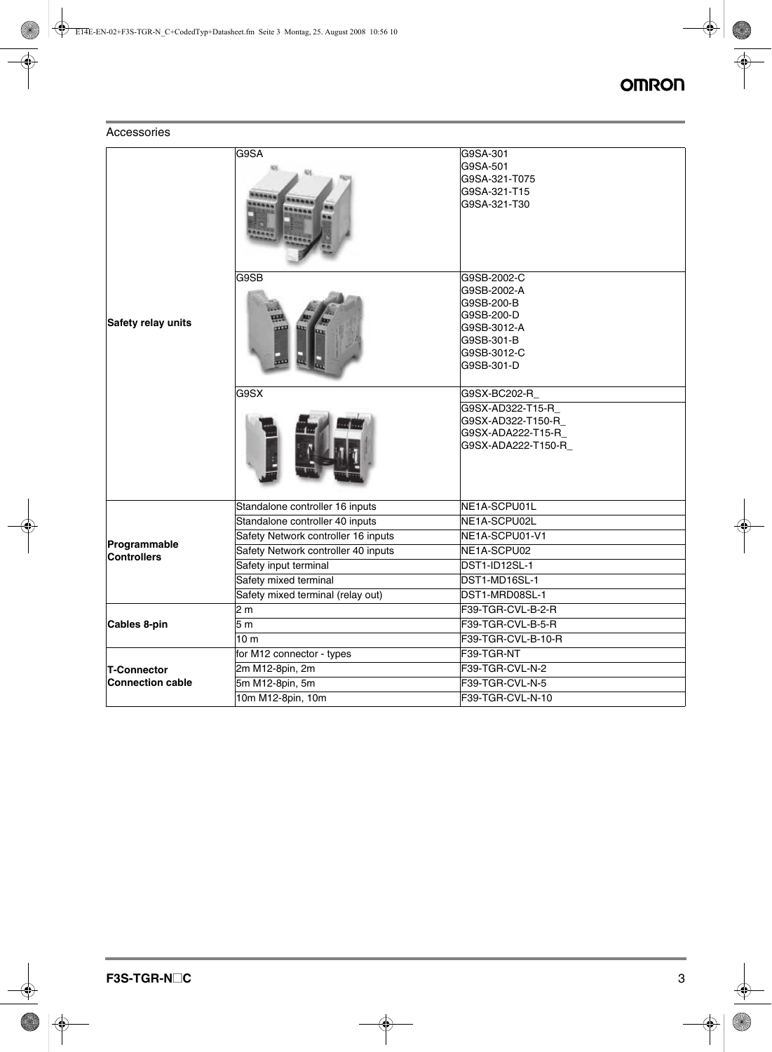## Accessories

| | | |
|---|---|---|
| **Safety relay units** | G9SA | G9SA-301<br>G9SA-501<br>G9SA-321-T075<br>G9SA-321-T15<br>G9SA-321-T30 |
| | G9SB | G9SB-2002-C<br>G9SB-2002-A<br>G9SB-200-B<br>G9SB-200-D<br>G9SB-3012-A<br>G9SB-301-B<br>G9SB-3012-C<br>G9SB-301-D |
| | G9SX | G9SX-BC202-R_ |
| | | G9SX-AD322-T15-R_<br>G9SX-AD322-T150-R_<br>G9SX-ADA222-T15-R_<br>G9SX-ADA222-T150-R_ |
| **Programmable Controllers** | Standalone controller 16 inputs | NE1A-SCPU01L |
| | Standalone controller 40 inputs | NE1A-SCPU02L |
| | Safety Network controller 16 inputs | NE1A-SCPU01-V1 |
| | Safety Network controller 40 inputs | NE1A-SCPU02 |
| | Safety input terminal | DST1-ID12SL-1 |
| | Safety mixed terminal | DST1-MD16SL-1 |
| | Safety mixed terminal (relay out) | DST1-MRD08SL-1 |
| **Cables 8-pin** | 2 m | F39-TGR-CVL-B-2-R |
| | 5 m | F39-TGR-CVL-B-5-R |
| | 10 m | F39-TGR-CVL-B-10-R |
| **T-Connector Connection cable** | for M12 connector - types | F39-TGR-NT |
| | 2m M12-8pin, 2m | F39-TGR-CVL-N-2 |
| | 5m M12-8pin, 5m | F39-TGR-CVL-N-5 |
| | 10m M12-8pin, 10m | F39-TGR-CVL-N-10 |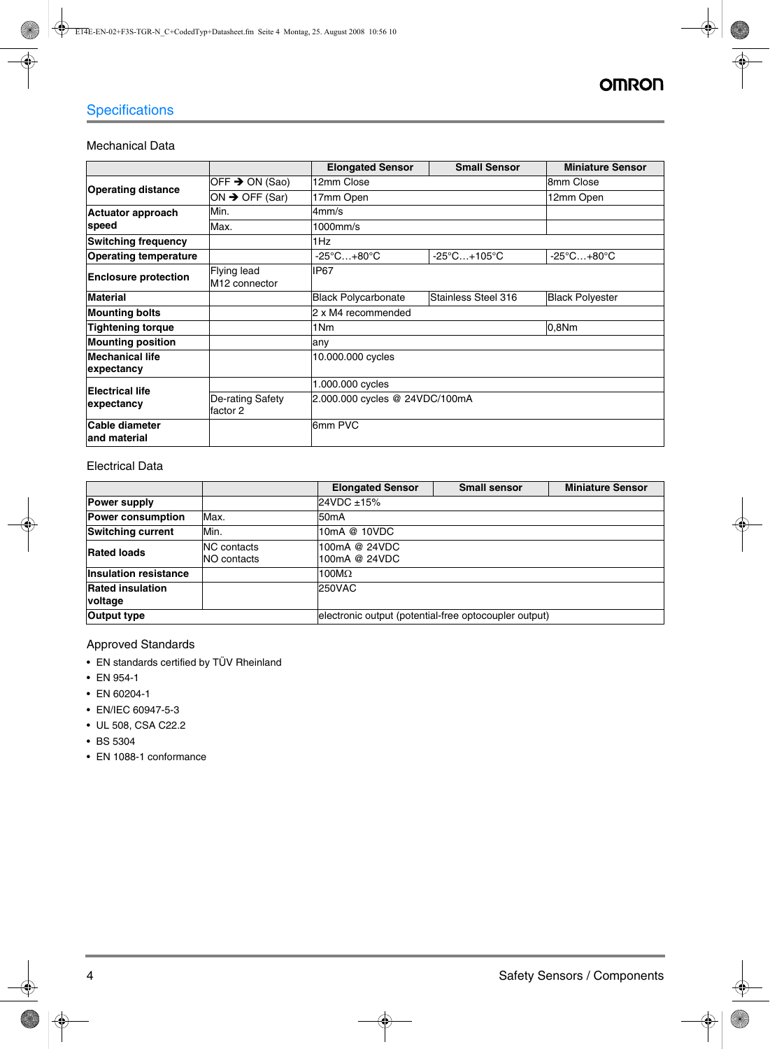## Specifications

### Mechanical Data

| | | Elongated Sensor | Small Sensor | Miniature Sensor |
|---|---|---|---|---|
| **Operating distance** | OFF ➔ ON (Sao) | 12mm Close | | 8mm Close |
| | ON ➔ OFF (Sar) | 17mm Open | | 12mm Open |
| **Actuator approach speed** | Min. | 4mm/s | | |
| | Max. | 1000mm/s | | |
| **Switching frequency** | | 1Hz | | |
| **Operating temperature** | | -25°C…+80°C | -25°C…+105°C | -25°C…+80°C |
| **Enclosure protection** | Flying lead<br>M12 connector | IP67 | | |
| **Material** | | Black Polycarbonate | Stainless Steel 316 | Black Polyester |
| **Mounting bolts** | | 2 x M4 recommended | | |
| **Tightening torque** | | 1Nm | | 0,8Nm |
| **Mounting position** | | any | | |
| **Mechanical life expectancy** | | 10.000.000 cycles | | |
| **Electrical life expectancy** | | 1.000.000 cycles | | |
| | De-rating Safety factor 2 | 2.000.000 cycles @ 24VDC/100mA | | |
| **Cable diameter and material** | | 6mm PVC | | |

### Electrical Data

| | | Elongated Sensor | Small sensor | Miniature Sensor |
|---|---|---|---|---|
| **Power supply** | | 24VDC ±15% | | |
| **Power consumption** | Max. | 50mA | | |
| **Switching current** | Min. | 10mA @ 10VDC | | |
| **Rated loads** | NC contacts<br>NO contacts | 100mA @ 24VDC<br>100mA @ 24VDC | | |
| **Insulation resistance** | | 100MΩ | | |
| **Rated insulation voltage** | | 250VAC | | |
| **Output type** | | electronic output (potential-free optocoupler output) | | |

### Approved Standards

- EN standards certified by TÜV Rheinland
- EN 954-1
- EN 60204-1
- EN/IEC 60947-5-3
- UL 508, CSA C22.2
- BS 5304
- EN 1088-1 conformance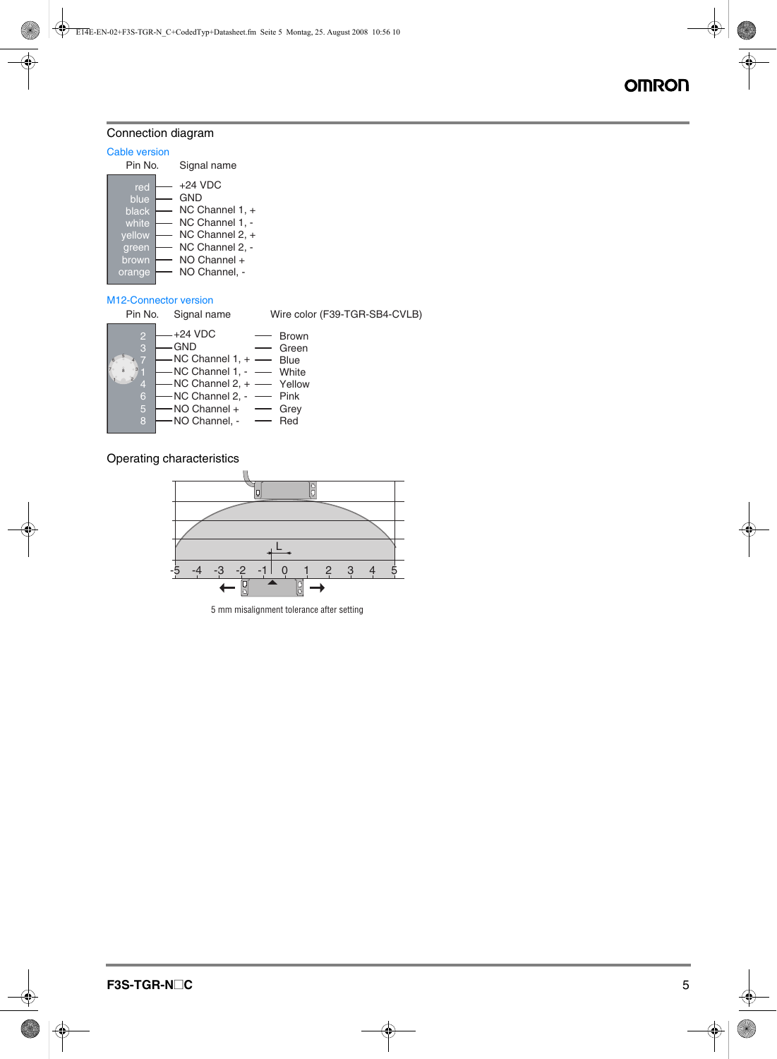## Connection diagram

### Cable version

| Pin No. | Signal name |
| --- | --- |
| red | +24 VDC |
| blue | GND |
| black | NC Channel 1, + |
| white | NC Channel 1, - |
| yellow | NC Channel 2, + |
| green | NC Channel 2, - |
| brown | NO Channel + |
| orange | NO Channel, - |

### M12-Connector version

| Pin No. | Signal name | Wire color (F39-TGR-SB4-CVLB) |
| --- | --- | --- |
| 2 | +24 VDC | Brown |
| 3 | GND | Green |
| 7 | NC Channel 1, + | Blue |
| 1 | NC Channel 1, - | White |
| 4 | NC Channel 2, + | Yellow |
| 6 | NC Channel 2, - | Pink |
| 5 | NO Channel + | Grey |
| 8 | NO Channel, - | Red |

## Operating characteristics

L

-5 -4 -3 -2 -1 0 1 2 3 4 5

5 mm misalignment tolerance after setting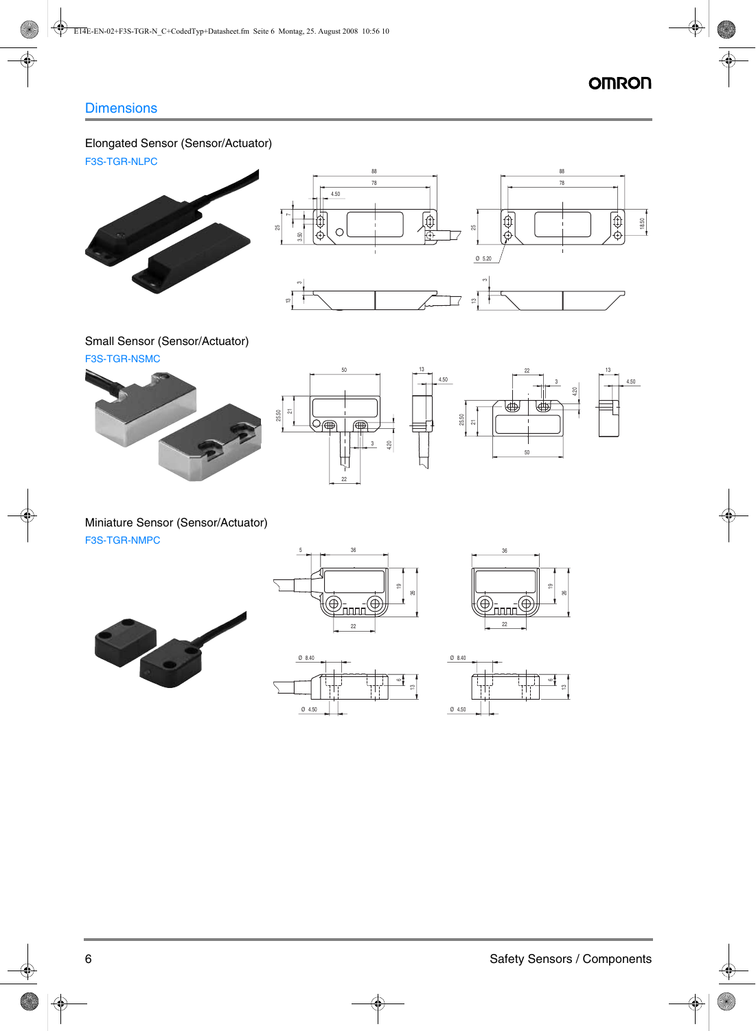## Dimensions

### Elongated Sensor (Sensor/Actuator)

F3S-TGR-NLPC

### Small Sensor (Sensor/Actuator)

F3S-TGR-NSMC

### Miniature Sensor (Sensor/Actuator)

F3S-TGR-NMPC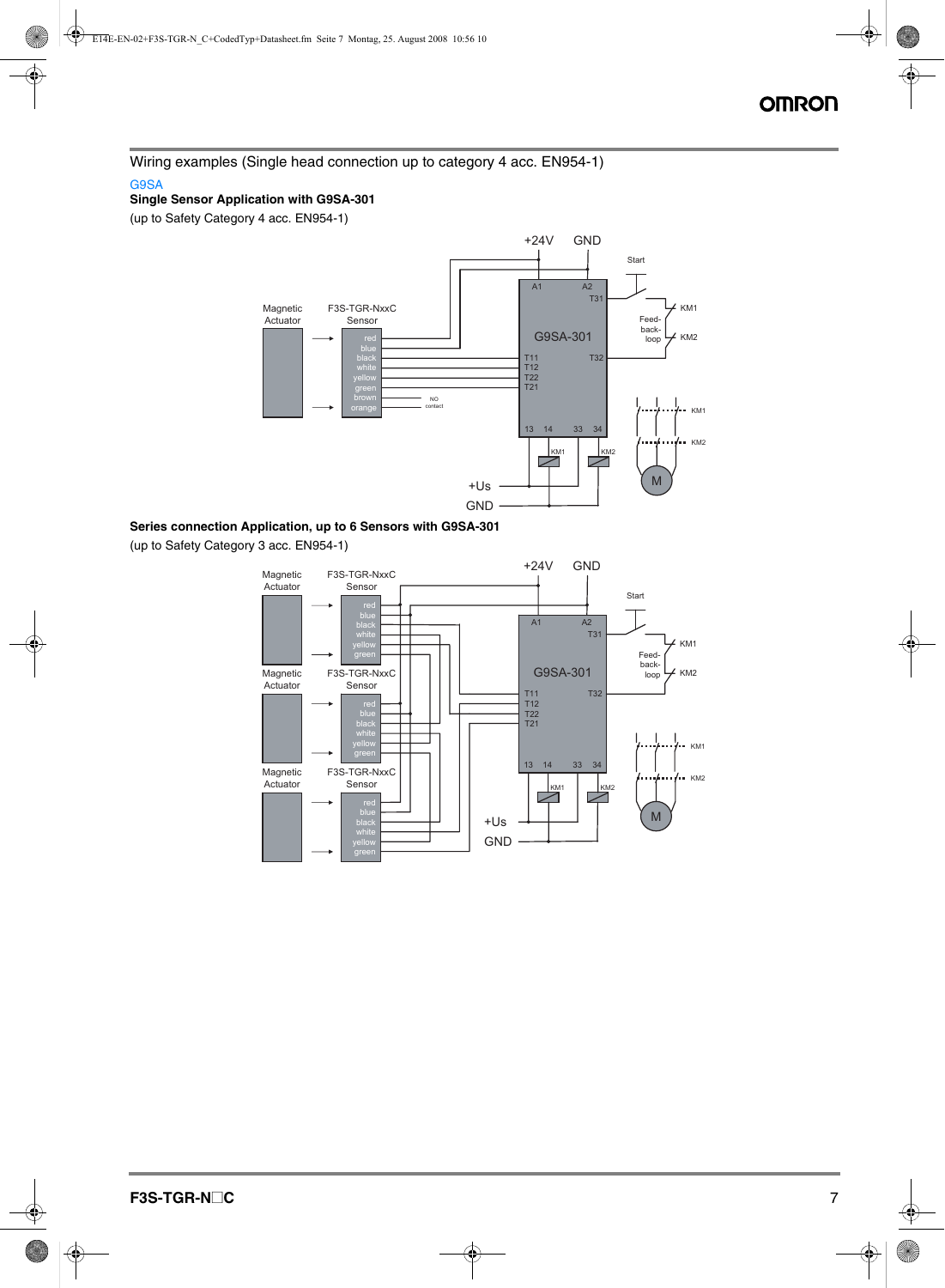## Wiring examples (Single head connection up to category 4 acc. EN954-1)

### G9SA

**Single Sensor Application with G9SA-301**

(up to Safety Category 4 acc. EN954-1)

**Series connection Application, up to 6 Sensors with G9SA-301**

(up to Safety Category 3 acc. EN954-1)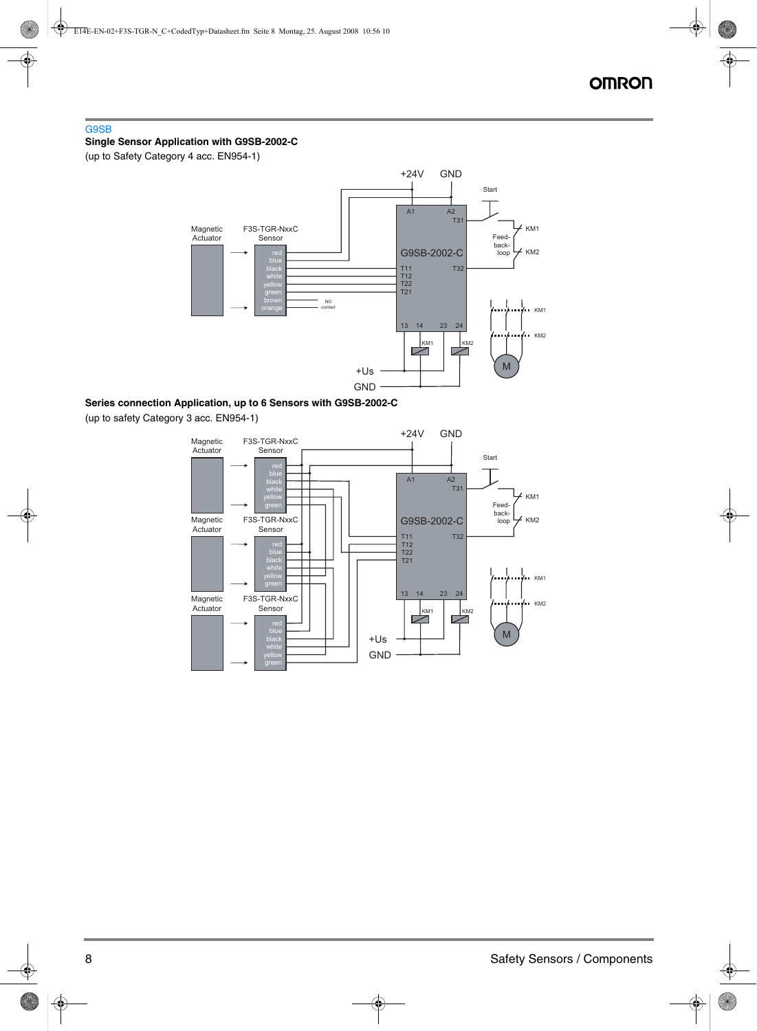## G9SB

### Single Sensor Application with G9SB-2002-C

(up to Safety Category 4 acc. EN954-1)

+24V GND

Start

Magnetic Actuator

F3S-TGR-NxxC Sensor

red
blue
black
white
yellow
green
brown
orange

NO contact

A1 A2 T31

G9SB-2002-C

T11 T32
T12
T22
T21

13 14 23 24

KM1 KM2

Feed-back-loop

KM1
KM2

KM1
KM2

M

+Us
GND

### Series connection Application, up to 6 Sensors with G9SB-2002-C

(up to safety Category 3 acc. EN954-1)

+24V GND

Start

Magnetic Actuator

F3S-TGR-NxxC Sensor

red
blue
black
white
yellow
green

Magnetic Actuator

F3S-TGR-NxxC Sensor

red
blue
black
white
yellow
green

Magnetic Actuator

F3S-TGR-NxxC Sensor

red
blue
black
white
yellow
green

A1 A2 T31

G9SB-2002-C

T11 T32
T12
T22
T21

13 14 23 24

KM1 KM2

Feed-back-loop

KM1
KM2

KM1
KM2

M

+Us
GND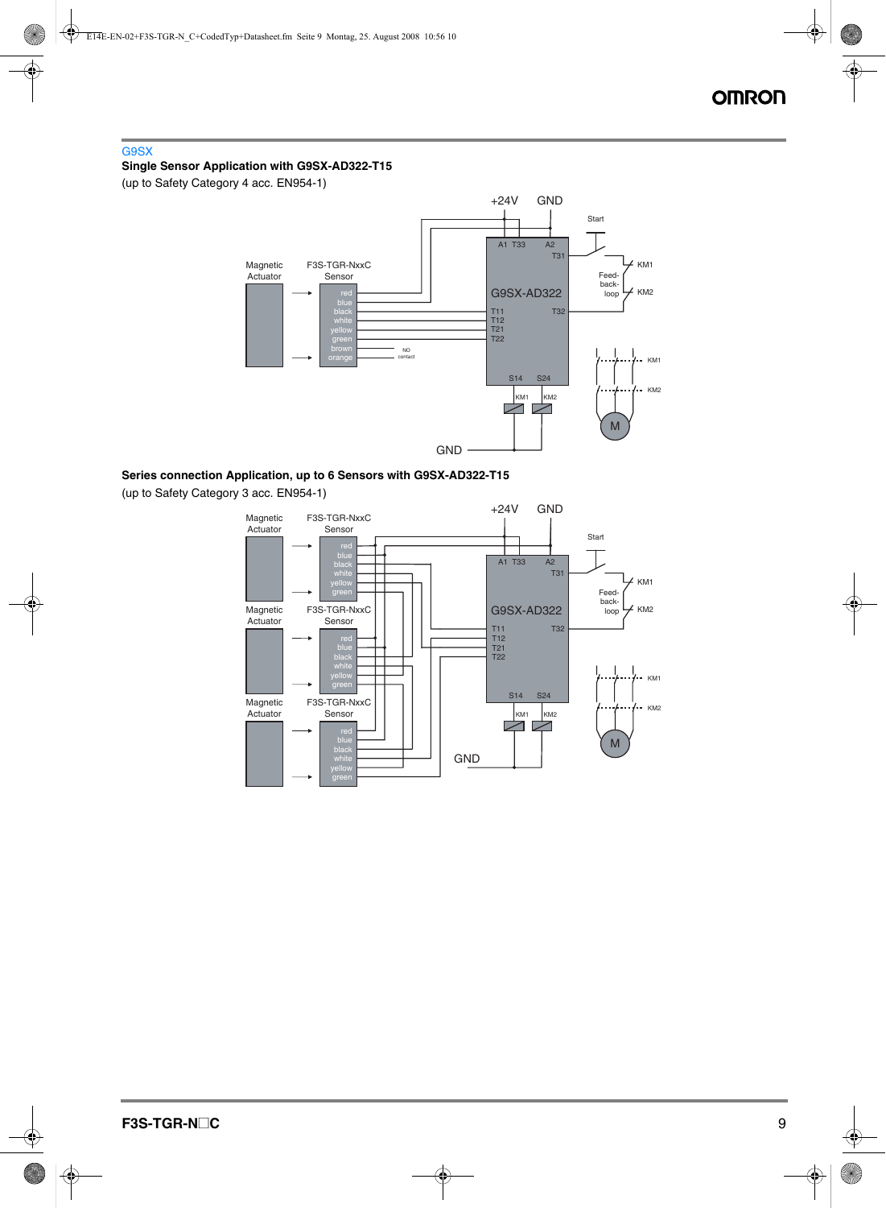## G9SX

**Single Sensor Application with G9SX-AD322-T15**

(up to Safety Category 4 acc. EN954-1)

+24V GND

Start

Magnetic Actuator

F3S-TGR-NxxC Sensor

red
blue
black
white
yellow
green
brown
orange

NO contact

A1 T33 A2
T31

G9SX-AD322

T11
T12
T21
T22

T32

S14 S24

KM1 KM2

Feed-back-loop

KM1
KM2

KM1
KM2

M

GND

**Series connection Application, up to 6 Sensors with G9SX-AD322-T15**

(up to Safety Category 3 acc. EN954-1)

+24V GND

Start

Magnetic Actuator

F3S-TGR-NxxC Sensor

red
blue
black
white
yellow
green

Magnetic Actuator

F3S-TGR-NxxC Sensor

red
blue
black
white
yellow
green

Magnetic Actuator

F3S-TGR-NxxC Sensor

red
blue
black
white
yellow
green

A1 T33 A2
T31

G9SX-AD322

T11
T12
T21
T22

T32

S14 S24

KM1 KM2

Feed-back-loop

KM1
KM2

KM1
KM2

M

GND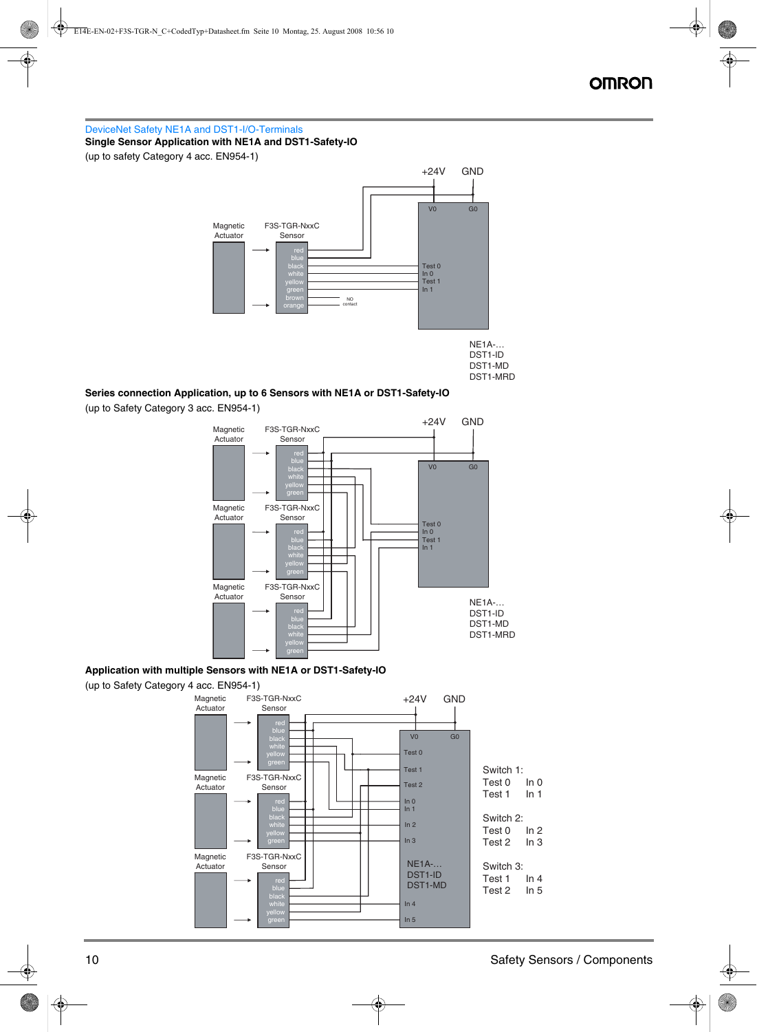## DeviceNet Safety NE1A and DST1-I/O-Terminals

**Single Sensor Application with NE1A and DST1-Safety-IO**

(up to safety Category 4 acc. EN954-1)

+24V GND

V0 G0

Magnetic Actuator

F3S-TGR-NxxC Sensor

red
blue
black
white
yellow
green
brown
orange

NO contact

Test 0
In 0
Test 1
In 1

NE1A-…
DST1-ID
DST1-MD
DST1-MRD

**Series connection Application, up to 6 Sensors with NE1A or DST1-Safety-IO**

(up to Safety Category 3 acc. EN954-1)

+24V GND

Magnetic Actuator

F3S-TGR-NxxC Sensor

red
blue
black
white
yellow
green

V0 G0

Test 0
In 0
Test 1
In 1

NE1A-…
DST1-ID
DST1-MD
DST1-MRD

**Application with multiple Sensors with NE1A or DST1-Safety-IO**

(up to Safety Category 4 acc. EN954-1)

Magnetic Actuator

F3S-TGR-NxxC Sensor

red
blue
black
white
yellow
green

+24V GND

V0 G0

Test 0
Test 1
Test 2
In 0
In 1
In 2
In 3
In 4
In 5

NE1A-…
DST1-ID
DST1-MD

Switch 1:
Test 0 In 0
Test 1 In 1

Switch 2:
Test 0 In 2
Test 2 In 3

Switch 3:
Test 1 In 4
Test 2 In 5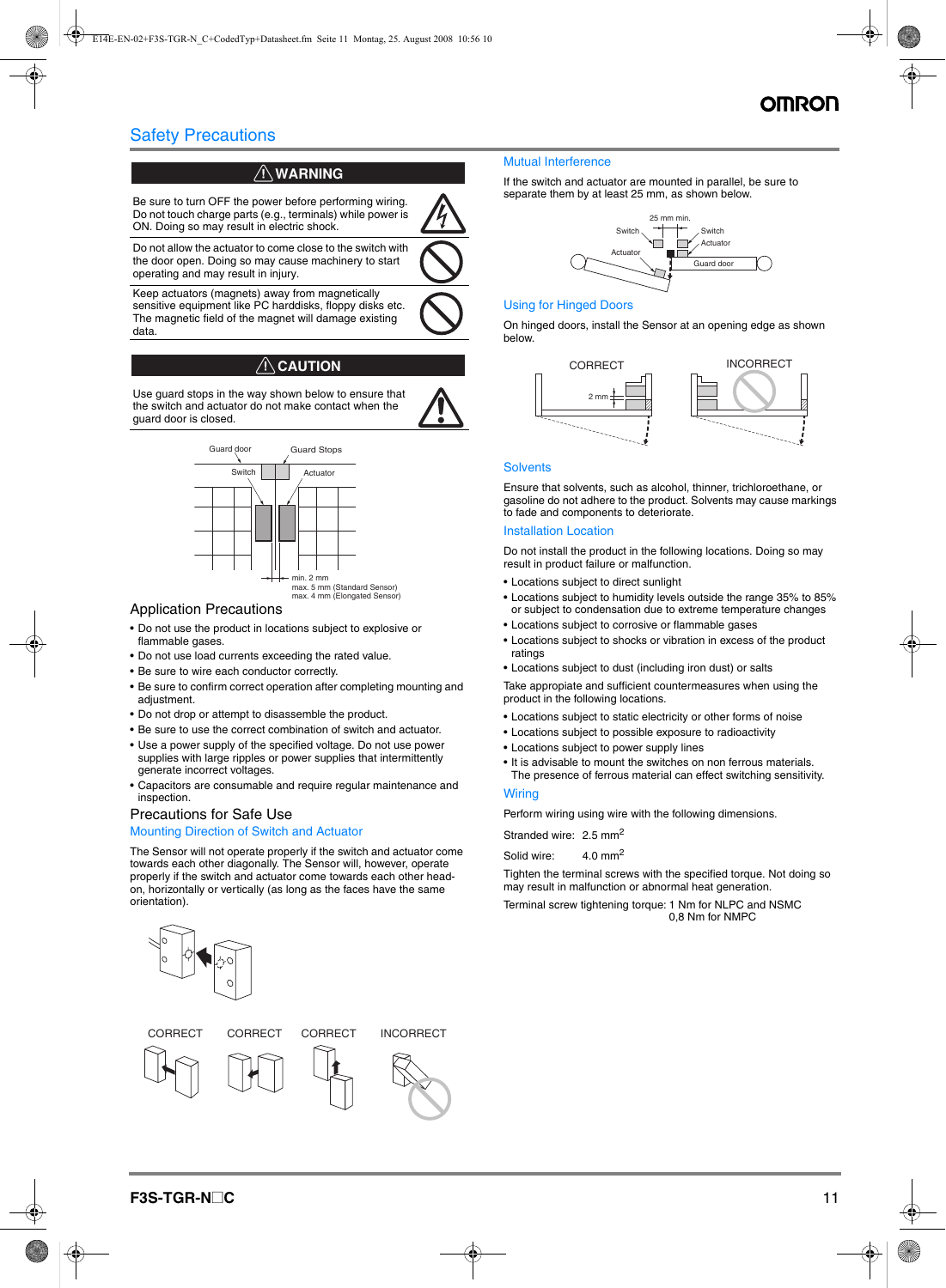# Safety Precautions

**⚠ WARNING**

Be sure to turn OFF the power before performing wiring. Do not touch charge parts (e.g., terminals) while power is ON. Doing so may result in electric shock.

Do not allow the actuator to come close to the switch with the door open. Doing so may cause machinery to start operating and may result in injury.

Keep actuators (magnets) away from magnetically sensitive equipment like PC harddisks, floppy disks etc. The magnetic field of the magnet will damage existing data.

**⚠ CAUTION**

Use guard stops in the way shown below to ensure that the switch and actuator do not make contact when the guard door is closed.

Guard door, Guard Stops, Switch, Actuator

min. 2 mm
max. 5 mm (Standard Sensor)
max. 4 mm (Elongated Sensor)

## Application Precautions

- Do not use the product in locations subject to explosive or flammable gases.
- Do not use load currents exceeding the rated value.
- Be sure to wire each conductor correctly.
- Be sure to confirm correct operation after completing mounting and adjustment.
- Do not drop or attempt to disassemble the product.
- Be sure to use the correct combination of switch and actuator.
- Use a power supply of the specified voltage. Do not use power supplies with large ripples or power supplies that intermittently generate incorrect voltages.
- Capacitors are consumable and require regular maintenance and inspection.

## Precautions for Safe Use

### Mounting Direction of Switch and Actuator

The Sensor will not operate properly if the switch and actuator come towards each other diagonally. The Sensor will, however, operate properly if the switch and actuator come towards each other head-on, horizontally or vertically (as long as the faces have the same orientation).

CORRECT CORRECT CORRECT INCORRECT

### Mutual Interference

If the switch and actuator are mounted in parallel, be sure to separate them by at least 25 mm, as shown below.

25 mm min., Switch, Switch, Actuator, Actuator, Guard door

### Using for Hinged Doors

On hinged doors, install the Sensor at an opening edge as shown below.

CORRECT (2 mm) INCORRECT

### Solvents

Ensure that solvents, such as alcohol, thinner, trichloroethane, or gasoline do not adhere to the product. Solvents may cause markings to fade and components to deteriorate.

### Installation Location

Do not install the product in the following locations. Doing so may result in product failure or malfunction.

- Locations subject to direct sunlight
- Locations subject to humidity levels outside the range 35% to 85% or subject to condensation due to extreme temperature changes
- Locations subject to corrosive or flammable gases
- Locations subject to shocks or vibration in excess of the product ratings
- Locations subject to dust (including iron dust) or salts

Take appropiate and sufficient countermeasures when using the product in the following locations.

- Locations subject to static electricity or other forms of noise
- Locations subject to possible exposure to radioactivity
- Locations subject to power supply lines
- It is advisable to mount the switches on non ferrous materials. The presence of ferrous material can effect switching sensitivity.

### Wiring

Perform wiring using wire with the following dimensions.

Stranded wire: 2.5 mm$^2$

Solid wire: 4.0 mm$^2$

Tighten the terminal screws with the specified torque. Not doing so may result in malfunction or abnormal heat generation.

Terminal screw tightening torque: 1 Nm for NLPC and NSMC
0,8 Nm for NMPC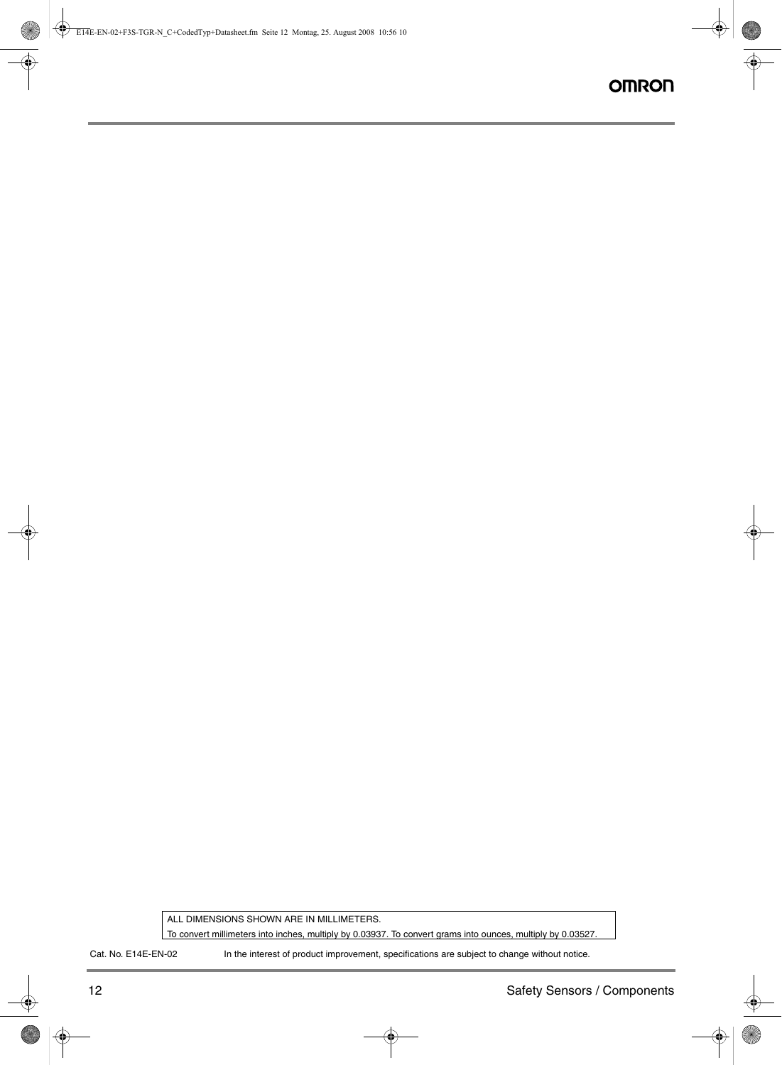ALL DIMENSIONS SHOWN ARE IN MILLIMETERS.

To convert millimeters into inches, multiply by 0.03937. To convert grams into ounces, multiply by 0.03527.

Cat. No. E14E-EN-02 In the interest of product improvement, specifications are subject to change without notice.